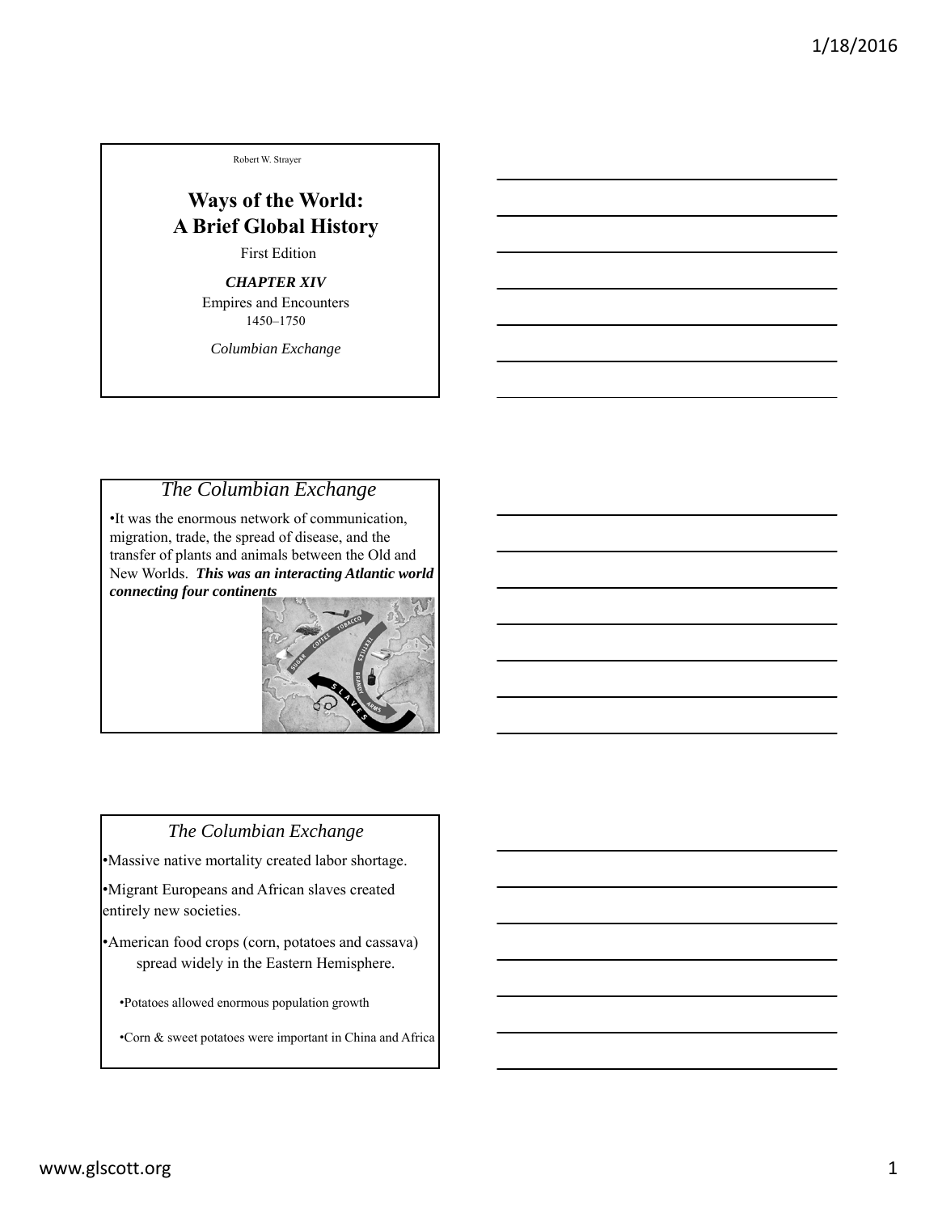Robert W. Strayer

# Ways of the World: A Brief Global History

First Edition

***CHAPTER XIV***

Empires and Encounters

1450–1750

*Columbian Exchange*

## *The Columbian Exchange*

- It was the enormous network of communication, migration, trade, the spread of disease, and the transfer of plants and animals between the Old and New Worlds. ***This was an interacting Atlantic world connecting four continents***

## *The Columbian Exchange*

- Massive native mortality created labor shortage.
- Migrant Europeans and African slaves created entirely new societies.
- American food crops (corn, potatoes and cassava) spread widely in the Eastern Hemisphere.
  - Potatoes allowed enormous population growth
  - Corn & sweet potatoes were important in China and Africa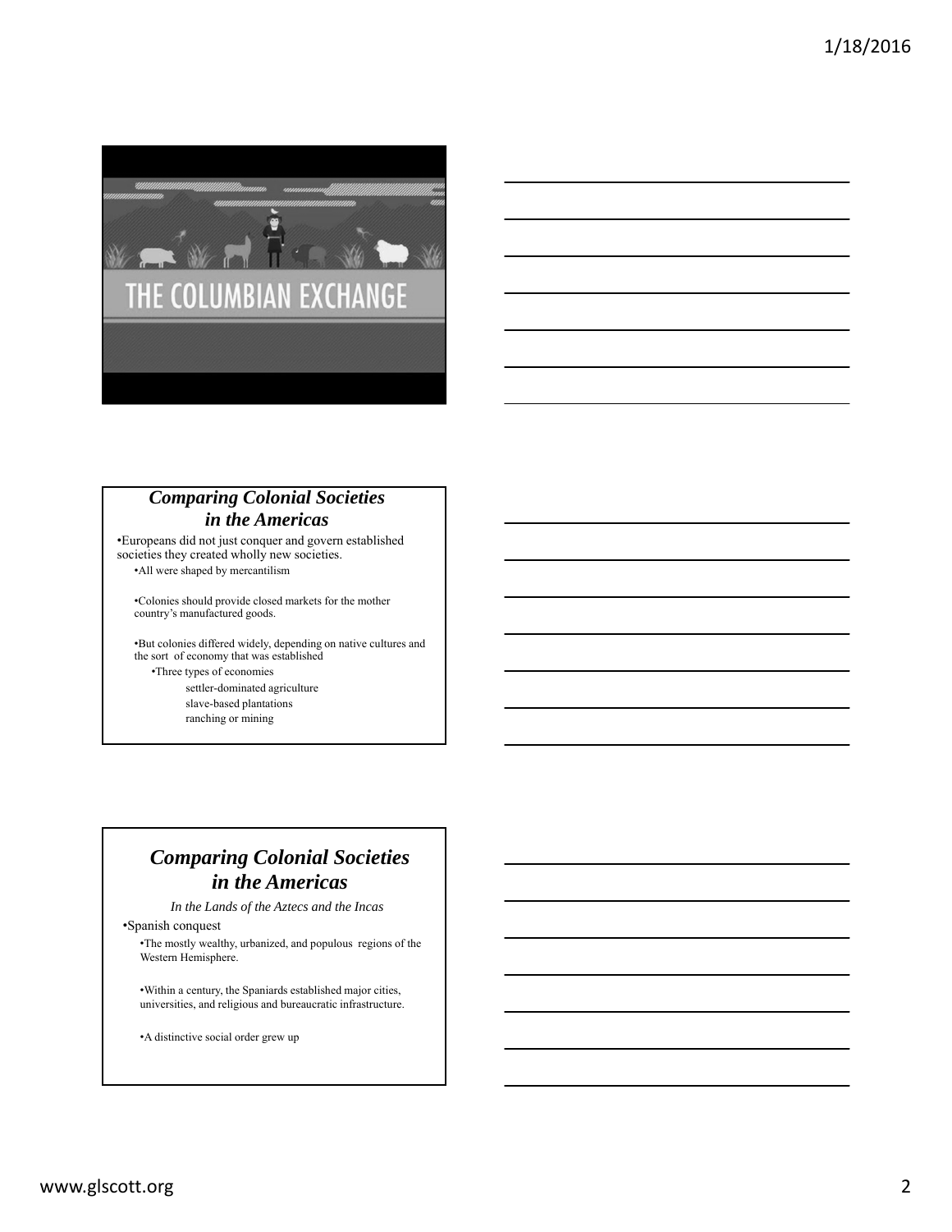THE COLUMBIAN EXCHANGE

## *Comparing Colonial Societies in the Americas*

- Europeans did not just conquer and govern established societies they created wholly new societies.
  - All were shaped by mercantilism
  - Colonies should provide closed markets for the mother country's manufactured goods.
  - But colonies differed widely, depending on native cultures and the sort of economy that was established
    - Three types of economies
      - settler-dominated agriculture
      - slave-based plantations
      - ranching or mining

## *Comparing Colonial Societies in the Americas*

*In the Lands of the Aztecs and the Incas*

- Spanish conquest
  - The mostly wealthy, urbanized, and populous regions of the Western Hemisphere.
  - Within a century, the Spaniards established major cities, universities, and religious and bureaucratic infrastructure.
  - A distinctive social order grew up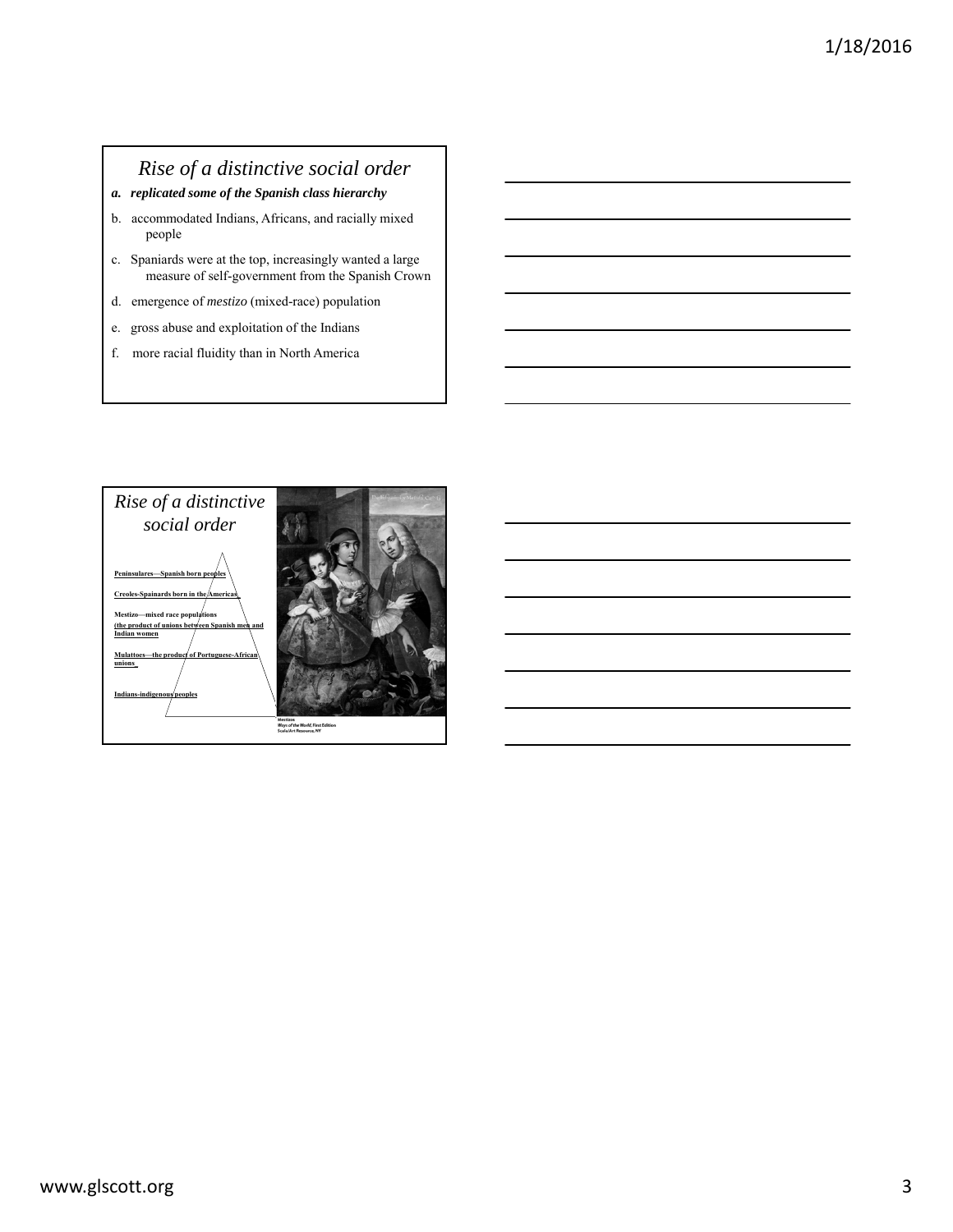## *Rise of a distinctive social order*

- ***a. replicated some of the Spanish class hierarchy***
- b. accommodated Indians, Africans, and racially mixed people
- c. Spaniards were at the top, increasingly wanted a large measure of self-government from the Spanish Crown
- d. emergence of *mestizo* (mixed-race) population
- e. gross abuse and exploitation of the Indians
- f. more racial fluidity than in North America

## *Rise of a distinctive social order*

**Peninsulares—Spanish born peoples**

**Creoles-Spainards born in the Americas**

**Mestizo—mixed race populations (the product of unions between Spanish men and Indian women**

**Mulattoes—the product of Portuguese-African unions**

**Indians-indigenous peoples**

Mestizos
*Ways of the World*, First Edition
Scala/Art Resource, NY